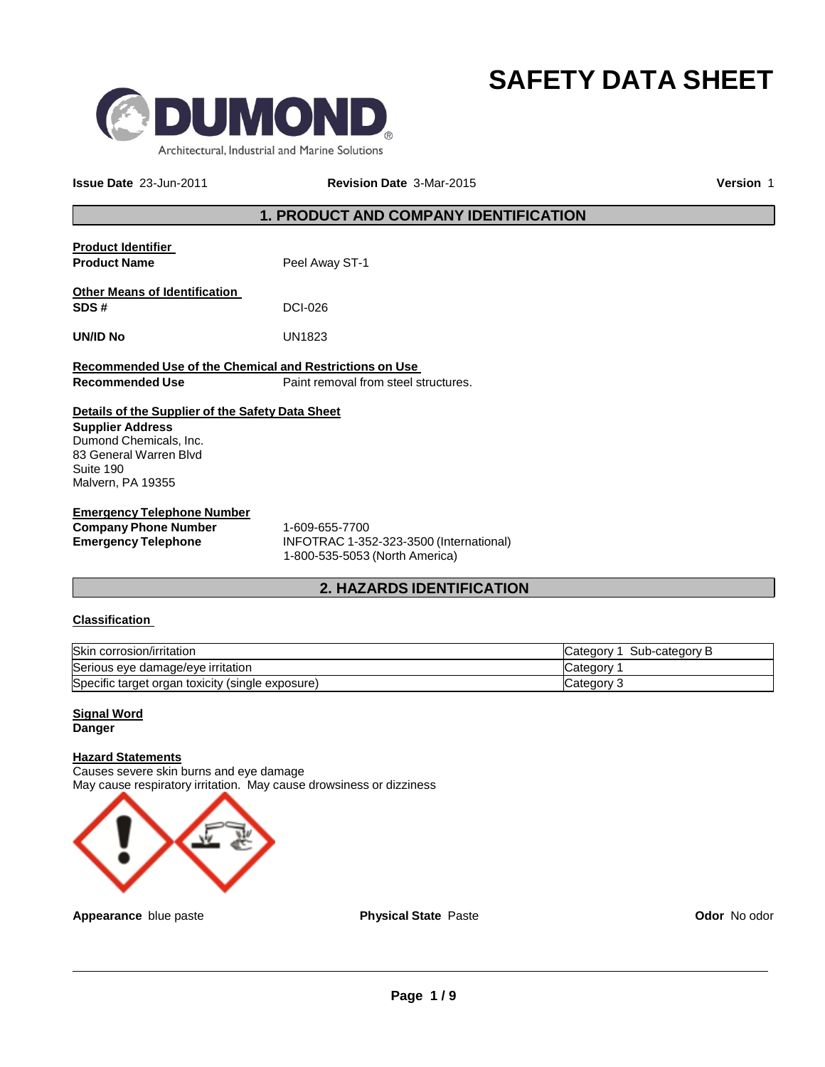# SAFETY DATA SHEET

DUMOND®
Architectural, Industrial and Marine Solutions

**Issue Date** 23-Jun-2011 **Revision Date** 3-Mar-2015 **Version** 1

## 1. PRODUCT AND COMPANY IDENTIFICATION

**Product Identifier**
**Product Name** Peel Away ST-1

**Other Means of Identification**
**SDS #** DCI-026

**UN/ID No** UN1823

**Recommended Use of the Chemical and Restrictions on Use**
**Recommended Use** Paint removal from steel structures.

**Details of the Supplier of the Safety Data Sheet**
**Supplier Address**
Dumond Chemicals, Inc.
83 General Warren Blvd
Suite 190
Malvern, PA 19355

**Emergency Telephone Number**
**Company Phone Number** 1-609-655-7700
**Emergency Telephone** INFOTRAC 1-352-323-3500 (International)
1-800-535-5053 (North America)

## 2. HAZARDS IDENTIFICATION

**Classification**

| | |
|---|---|
| Skin corrosion/irritation | Category 1 Sub-category B |
| Serious eye damage/eye irritation | Category 1 |
| Specific target organ toxicity (single exposure) | Category 3 |

**Signal Word**
**Danger**

**Hazard Statements**
Causes severe skin burns and eye damage
May cause respiratory irritation. May cause drowsiness or dizziness

**Appearance** blue paste **Physical State** Paste **Odor** No odor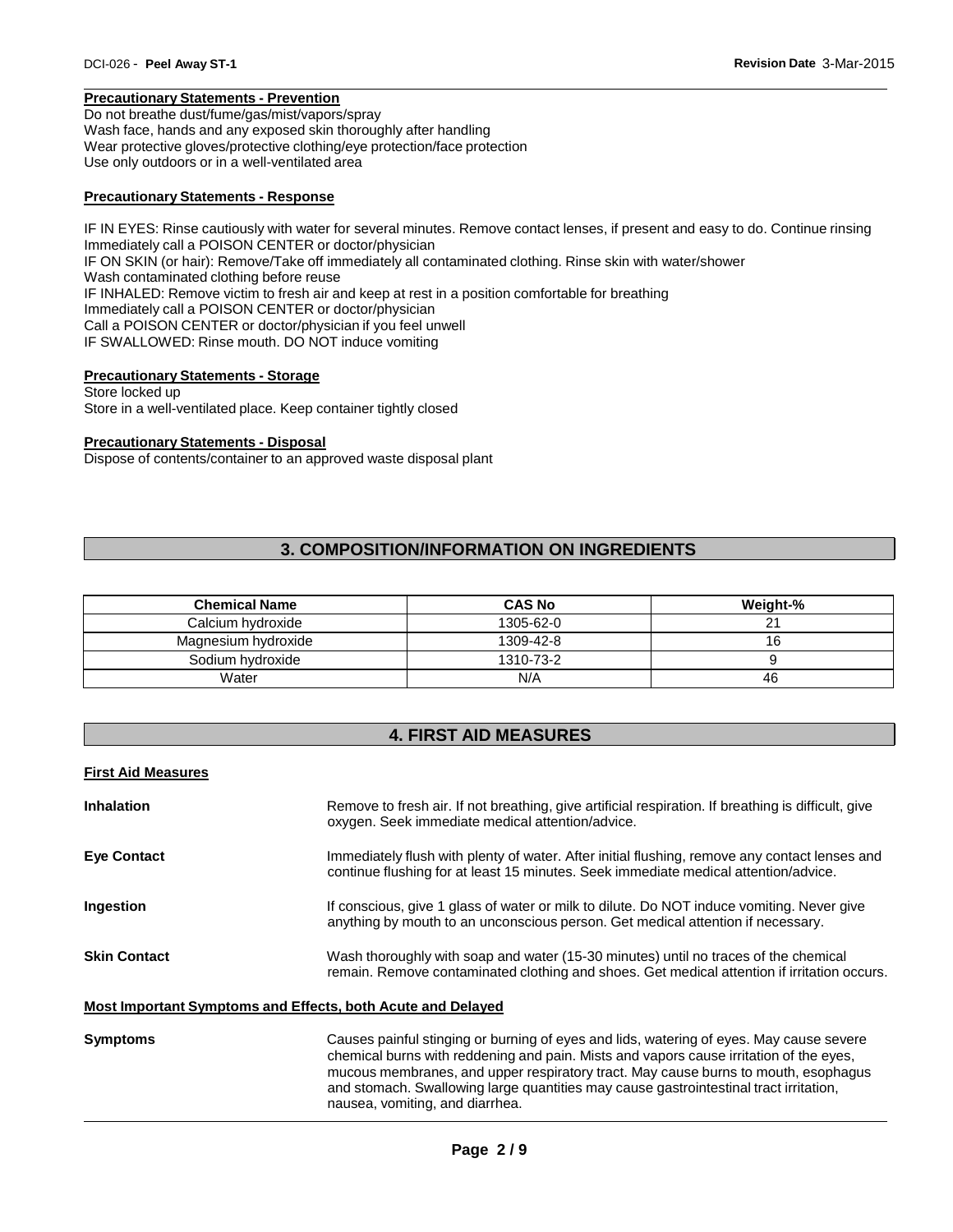**Precautionary Statements - Prevention**

Do not breathe dust/fume/gas/mist/vapors/spray
Wash face, hands and any exposed skin thoroughly after handling
Wear protective gloves/protective clothing/eye protection/face protection
Use only outdoors or in a well-ventilated area

**Precautionary Statements - Response**

IF IN EYES: Rinse cautiously with water for several minutes. Remove contact lenses, if present and easy to do. Continue rinsing
Immediately call a POISON CENTER or doctor/physician
IF ON SKIN (or hair): Remove/Take off immediately all contaminated clothing. Rinse skin with water/shower
Wash contaminated clothing before reuse
IF INHALED: Remove victim to fresh air and keep at rest in a position comfortable for breathing
Immediately call a POISON CENTER or doctor/physician
Call a POISON CENTER or doctor/physician if you feel unwell
IF SWALLOWED: Rinse mouth. DO NOT induce vomiting

**Precautionary Statements - Storage**

Store locked up
Store in a well-ventilated place. Keep container tightly closed

**Precautionary Statements - Disposal**

Dispose of contents/container to an approved waste disposal plant

## 3. COMPOSITION/INFORMATION ON INGREDIENTS

| Chemical Name | CAS No | Weight-% |
|---|---|---|
| Calcium hydroxide | 1305-62-0 | 21 |
| Magnesium hydroxide | 1309-42-8 | 16 |
| Sodium hydroxide | 1310-73-2 | 9 |
| Water | N/A | 46 |

## 4. FIRST AID MEASURES

**First Aid Measures**

**Inhalation** Remove to fresh air. If not breathing, give artificial respiration. If breathing is difficult, give oxygen. Seek immediate medical attention/advice.

**Eye Contact** Immediately flush with plenty of water. After initial flushing, remove any contact lenses and continue flushing for at least 15 minutes. Seek immediate medical attention/advice.

**Ingestion** If conscious, give 1 glass of water or milk to dilute. Do NOT induce vomiting. Never give anything by mouth to an unconscious person. Get medical attention if necessary.

**Skin Contact** Wash thoroughly with soap and water (15-30 minutes) until no traces of the chemical remain. Remove contaminated clothing and shoes. Get medical attention if irritation occurs.

**Most Important Symptoms and Effects, both Acute and Delayed**

**Symptoms** Causes painful stinging or burning of eyes and lids, watering of eyes. May cause severe chemical burns with reddening and pain. Mists and vapors cause irritation of the eyes, mucous membranes, and upper respiratory tract. May cause burns to mouth, esophagus and stomach. Swallowing large quantities may cause gastrointestinal tract irritation, nausea, vomiting, and diarrhea.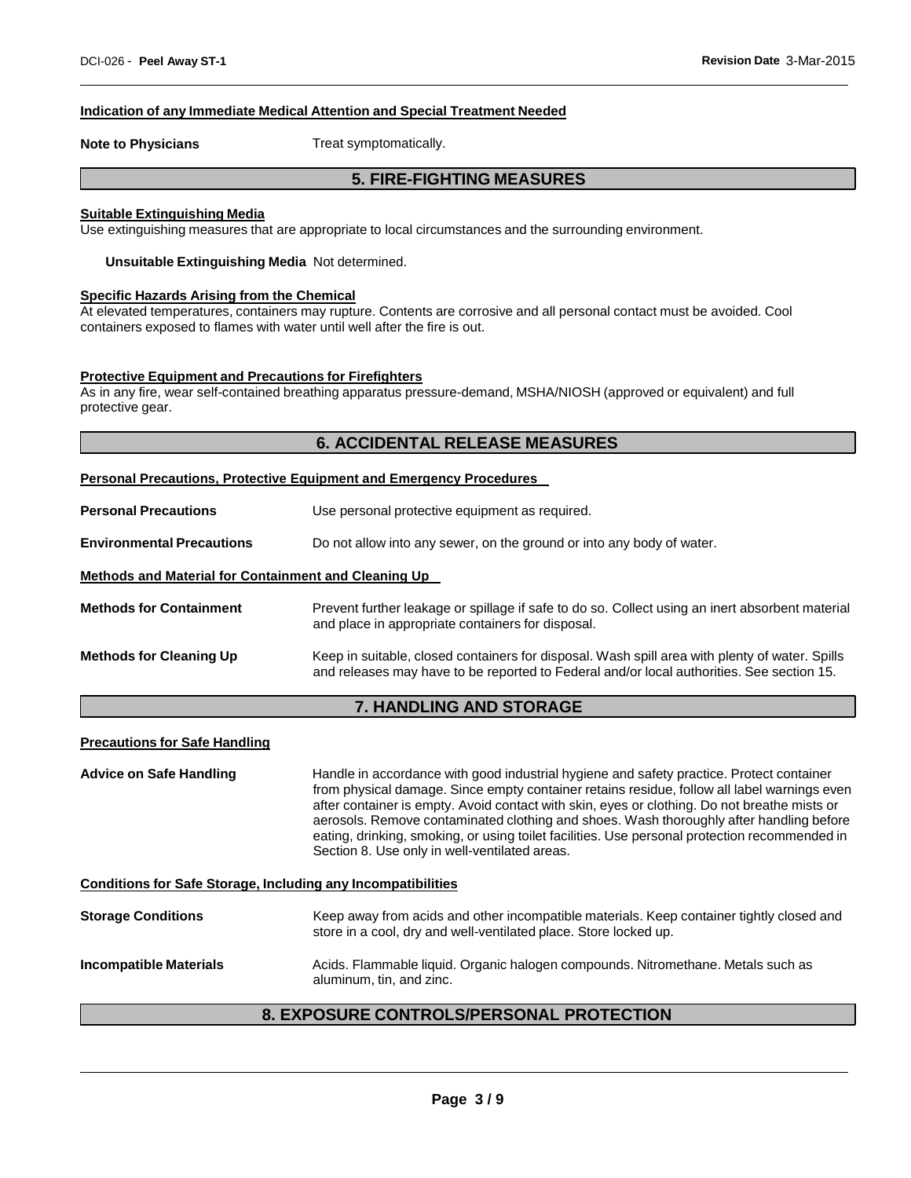#### Indication of any Immediate Medical Attention and Special Treatment Needed

**Note to Physicians** Treat symptomatically.

## 5. FIRE-FIGHTING MEASURES

#### Suitable Extinguishing Media

Use extinguishing measures that are appropriate to local circumstances and the surrounding environment.

**Unsuitable Extinguishing Media** Not determined.

#### Specific Hazards Arising from the Chemical

At elevated temperatures, containers may rupture. Contents are corrosive and all personal contact must be avoided. Cool containers exposed to flames with water until well after the fire is out.

#### Protective Equipment and Precautions for Firefighters

As in any fire, wear self-contained breathing apparatus pressure-demand, MSHA/NIOSH (approved or equivalent) and full protective gear.

## 6. ACCIDENTAL RELEASE MEASURES

#### Personal Precautions, Protective Equipment and Emergency Procedures

**Personal Precautions** Use personal protective equipment as required.

**Environmental Precautions** Do not allow into any sewer, on the ground or into any body of water.

#### Methods and Material for Containment and Cleaning Up

**Methods for Containment** Prevent further leakage or spillage if safe to do so. Collect using an inert absorbent material and place in appropriate containers for disposal.

**Methods for Cleaning Up** Keep in suitable, closed containers for disposal. Wash spill area with plenty of water. Spills and releases may have to be reported to Federal and/or local authorities. See section 15.

## 7. HANDLING AND STORAGE

#### Precautions for Safe Handling

**Advice on Safe Handling** Handle in accordance with good industrial hygiene and safety practice. Protect container from physical damage. Since empty container retains residue, follow all label warnings even after container is empty. Avoid contact with skin, eyes or clothing. Do not breathe mists or aerosols. Remove contaminated clothing and shoes. Wash thoroughly after handling before eating, drinking, smoking, or using toilet facilities. Use personal protection recommended in Section 8. Use only in well-ventilated areas.

#### Conditions for Safe Storage, Including any Incompatibilities

**Storage Conditions** Keep away from acids and other incompatible materials. Keep container tightly closed and store in a cool, dry and well-ventilated place. Store locked up.

**Incompatible Materials** Acids. Flammable liquid. Organic halogen compounds. Nitromethane. Metals such as aluminum, tin, and zinc.

## 8. EXPOSURE CONTROLS/PERSONAL PROTECTION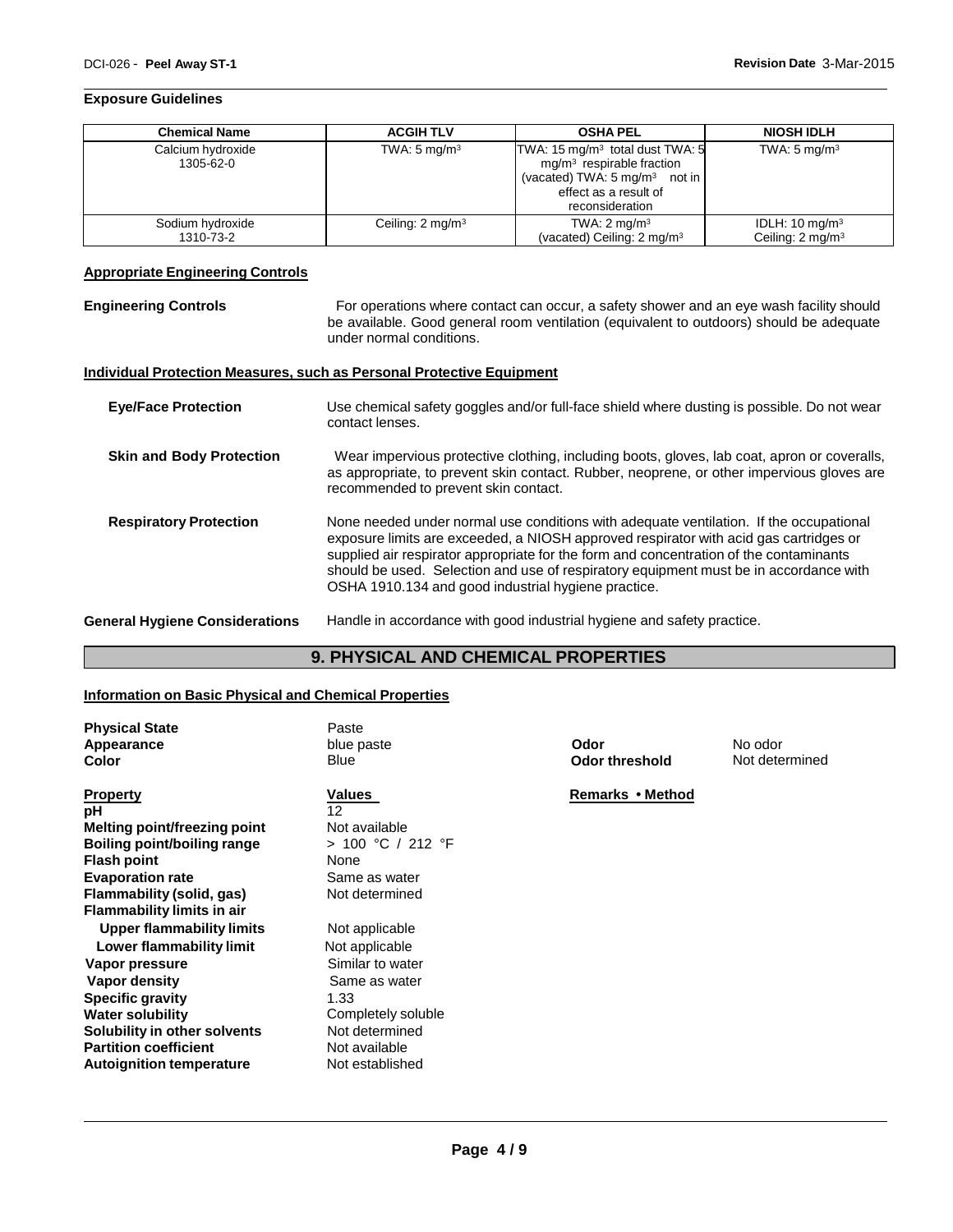**Exposure Guidelines**

| Chemical Name | ACGIH TLV | OSHA PEL | NIOSH IDLH |
|---|---|---|---|
| Calcium hydroxide<br>1305-62-0 | TWA: 5 $mg/m^3$ | TWA: 15 $mg/m^3$ total dust TWA: 5 $mg/m^3$ respirable fraction (vacated) TWA: 5 $mg/m^3$ not in effect as a result of reconsideration | TWA: 5 $mg/m^3$ |
| Sodium hydroxide<br>1310-73-2 | Ceiling: 2 $mg/m^3$ | TWA: 2 $mg/m^3$<br>(vacated) Ceiling: 2 $mg/m^3$ | IDLH: 10 $mg/m^3$<br>Ceiling: 2 $mg/m^3$ |

**Appropriate Engineering Controls**

**Engineering Controls** For operations where contact can occur, a safety shower and an eye wash facility should be available. Good general room ventilation (equivalent to outdoors) should be adequate under normal conditions.

**Individual Protection Measures, such as Personal Protective Equipment**

**Eye/Face Protection** Use chemical safety goggles and/or full-face shield where dusting is possible. Do not wear contact lenses.

**Skin and Body Protection** Wear impervious protective clothing, including boots, gloves, lab coat, apron or coveralls, as appropriate, to prevent skin contact. Rubber, neoprene, or other impervious gloves are recommended to prevent skin contact.

**Respiratory Protection** None needed under normal use conditions with adequate ventilation. If the occupational exposure limits are exceeded, a NIOSH approved respirator with acid gas cartridges or supplied air respirator appropriate for the form and concentration of the contaminants should be used. Selection and use of respiratory equipment must be in accordance with OSHA 1910.134 and good industrial hygiene practice.

**General Hygiene Considerations** Handle in accordance with good industrial hygiene and safety practice.

## 9. PHYSICAL AND CHEMICAL PROPERTIES

**Information on Basic Physical and Chemical Properties**

**Physical State** Paste
**Appearance** blue paste
**Color** Blue

**Odor** No odor
**Odor threshold** Not determined

| Property | Values | Remarks • Method |
|---|---|---|
| **pH** | 12 | |
| **Melting point/freezing point** | Not available | |
| **Boiling point/boiling range** | > 100 °C / 212 °F | |
| **Flash point** | None | |
| **Evaporation rate** | Same as water | |
| **Flammability (solid, gas)** | Not determined | |
| **Flammability limits in air** | | |
| **Upper flammability limits** | Not applicable | |
| **Lower flammability limit** | Not applicable | |
| **Vapor pressure** | Similar to water | |
| **Vapor density** | Same as water | |
| **Specific gravity** | 1.33 | |
| **Water solubility** | Completely soluble | |
| **Solubility in other solvents** | Not determined | |
| **Partition coefficient** | Not available | |
| **Autoignition temperature** | Not established | |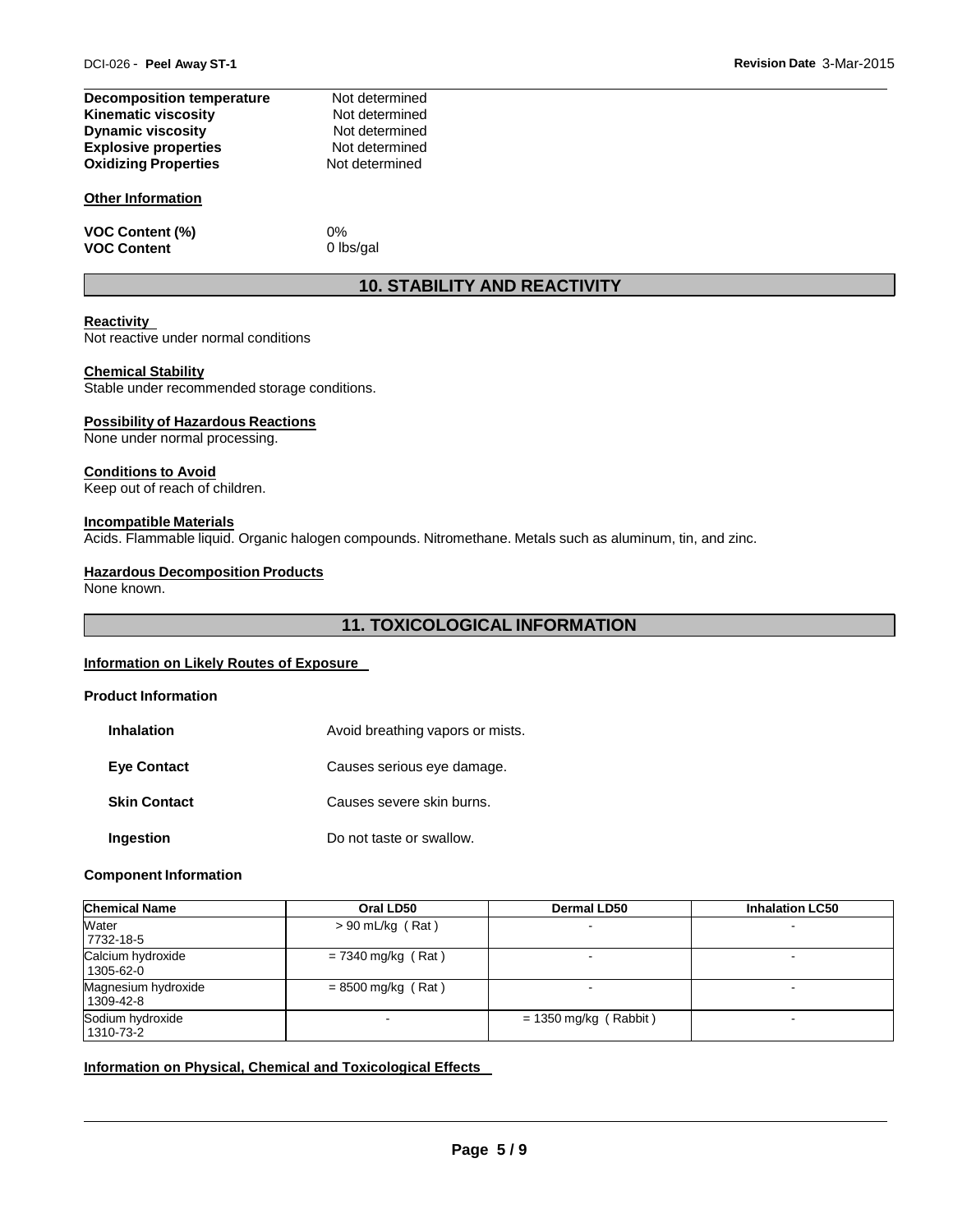| | |
|---|---|
| **Decomposition temperature** | Not determined |
| **Kinematic viscosity** | Not determined |
| **Dynamic viscosity** | Not determined |
| **Explosive properties** | Not determined |
| **Oxidizing Properties** | Not determined |

**Other Information**

| | |
|---|---|
| **VOC Content (%)** | 0% |
| **VOC Content** | 0 lbs/gal |

## 10. STABILITY AND REACTIVITY

**Reactivity**
Not reactive under normal conditions

**Chemical Stability**
Stable under recommended storage conditions.

**Possibility of Hazardous Reactions**
None under normal processing.

**Conditions to Avoid**
Keep out of reach of children.

**Incompatible Materials**
Acids. Flammable liquid. Organic halogen compounds. Nitromethane. Metals such as aluminum, tin, and zinc.

**Hazardous Decomposition Products**
None known.

## 11. TOXICOLOGICAL INFORMATION

**Information on Likely Routes of Exposure**

**Product Information**

| | |
|---|---|
| **Inhalation** | Avoid breathing vapors or mists. |
| **Eye Contact** | Causes serious eye damage. |
| **Skin Contact** | Causes severe skin burns. |
| **Ingestion** | Do not taste or swallow. |

**Component Information**

| Chemical Name | Oral LD50 | Dermal LD50 | Inhalation LC50 |
|---|---|---|---|
| Water<br>7732-18-5 | > 90 mL/kg ( Rat ) | - | - |
| Calcium hydroxide<br>1305-62-0 | = 7340 mg/kg ( Rat ) | - | - |
| Magnesium hydroxide<br>1309-42-8 | = 8500 mg/kg ( Rat ) | - | - |
| Sodium hydroxide<br>1310-73-2 | - | = 1350 mg/kg ( Rabbit ) | - |

**Information on Physical, Chemical and Toxicological Effects**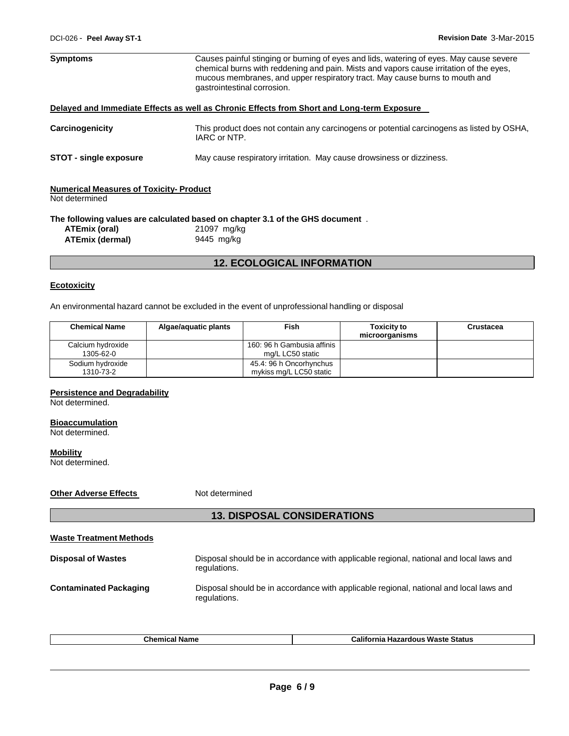**Symptoms** Causes painful stinging or burning of eyes and lids, watering of eyes. May cause severe chemical burns with reddening and pain. Mists and vapors cause irritation of the eyes, mucous membranes, and upper respiratory tract. May cause burns to mouth and gastrointestinal corrosion.

**Delayed and Immediate Effects as well as Chronic Effects from Short and Long-term Exposure**

**Carcinogenicity** This product does not contain any carcinogens or potential carcinogens as listed by OSHA, IARC or NTP.

**STOT - single exposure** May cause respiratory irritation. May cause drowsiness or dizziness.

**Numerical Measures of Toxicity- Product**

Not determined

**The following values are calculated based on chapter 3.1 of the GHS document** .

**ATEmix (oral)** 21097 mg/kg

**ATEmix (dermal)** 9445 mg/kg

## 12. ECOLOGICAL INFORMATION

**Ecotoxicity**

An environmental hazard cannot be excluded in the event of unprofessional handling or disposal

| Chemical Name | Algae/aquatic plants | Fish | Toxicity to microorganisms | Crustacea |
|---|---|---|---|---|
| Calcium hydroxide 1305-62-0 | | 160: 96 h Gambusia affinis mg/L LC50 static | | |
| Sodium hydroxide 1310-73-2 | | 45.4: 96 h Oncorhynchus mykiss mg/L LC50 static | | |

**Persistence and Degradability**

Not determined.

**Bioaccumulation**

Not determined.

**Mobility**

Not determined.

**Other Adverse Effects** Not determined

## 13. DISPOSAL CONSIDERATIONS

**Waste Treatment Methods**

**Disposal of Wastes** Disposal should be in accordance with applicable regional, national and local laws and regulations.

**Contaminated Packaging** Disposal should be in accordance with applicable regional, national and local laws and regulations.

| Chemical Name | California Hazardous Waste Status |
|---|---|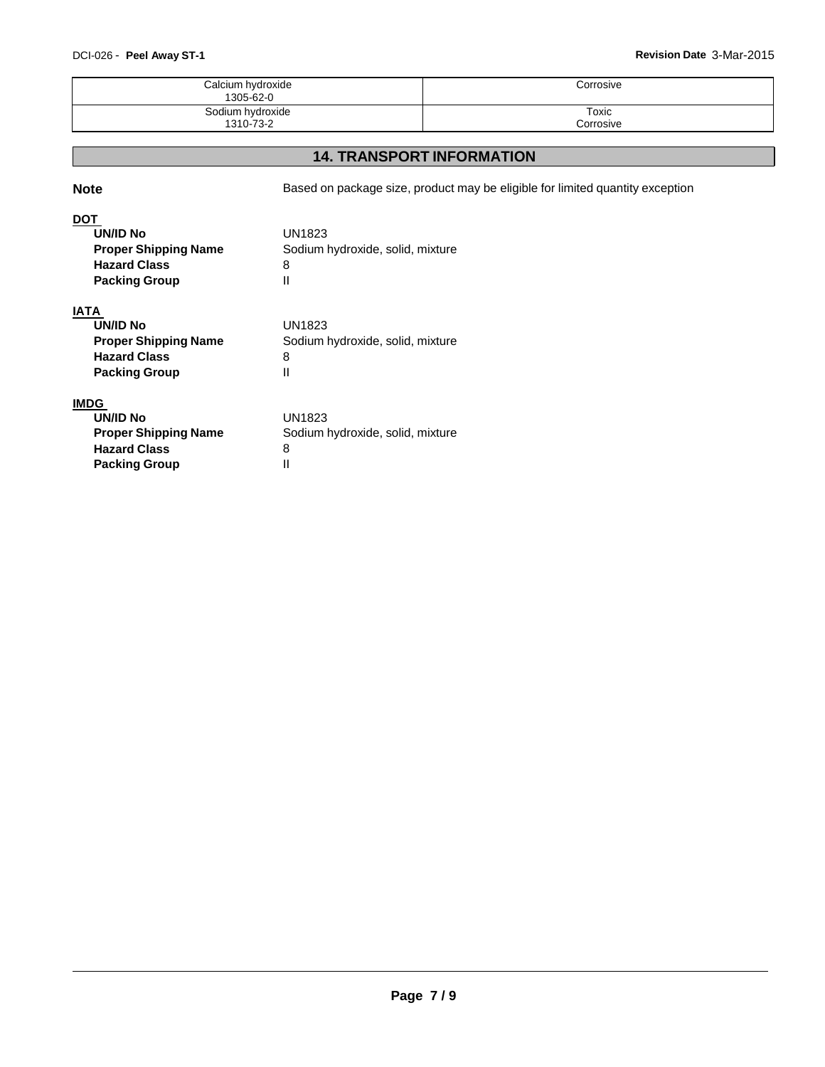| Calcium hydroxide 1305-62-0 | Corrosive |
|---|---|
| Sodium hydroxide 1310-73-2 | Toxic Corrosive |

## 14. TRANSPORT INFORMATION

**Note** Based on package size, product may be eligible for limited quantity exception

**DOT**

| | |
|---|---|
| **UN/ID No** | UN1823 |
| **Proper Shipping Name** | Sodium hydroxide, solid, mixture |
| **Hazard Class** | 8 |
| **Packing Group** | II |

**IATA**

| | |
|---|---|
| **UN/ID No** | UN1823 |
| **Proper Shipping Name** | Sodium hydroxide, solid, mixture |
| **Hazard Class** | 8 |
| **Packing Group** | II |

**IMDG**

| | |
|---|---|
| **UN/ID No** | UN1823 |
| **Proper Shipping Name** | Sodium hydroxide, solid, mixture |
| **Hazard Class** | 8 |
| **Packing Group** | II |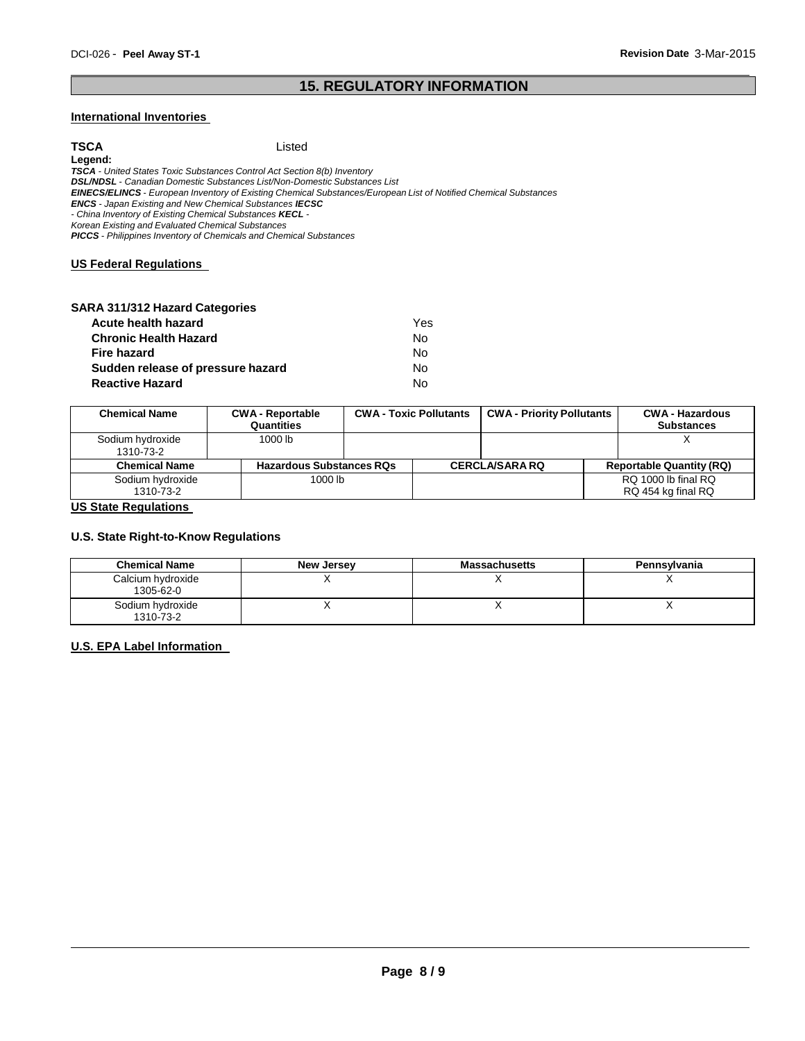## 15. REGULATORY INFORMATION

**International Inventories**

**TSCA** Listed

**Legend:**

***TSCA*** *- United States Toxic Substances Control Act Section 8(b) Inventory*
***DSL/NDSL*** *- Canadian Domestic Substances List/Non-Domestic Substances List*
***EINECS/ELINCS*** *- European Inventory of Existing Chemical Substances/European List of Notified Chemical Substances*
***ENCS*** *- Japan Existing and New Chemical Substances* ***IECSC***
*- China Inventory of Existing Chemical Substances* ***KECL*** *-*
*Korean Existing and Evaluated Chemical Substances*
***PICCS*** *- Philippines Inventory of Chemicals and Chemical Substances*

**US Federal Regulations**

**SARA 311/312 Hazard Categories**

| | |
|---|---|
| **Acute health hazard** | Yes |
| **Chronic Health Hazard** | No |
| **Fire hazard** | No |
| **Sudden release of pressure hazard** | No |
| **Reactive Hazard** | No |

| Chemical Name | CWA - Reportable Quantities | CWA - Toxic Pollutants | CWA - Priority Pollutants | CWA - Hazardous Substances |
|---|---|---|---|---|
| Sodium hydroxide 1310-73-2 | 1000 lb | | | X |

| Chemical Name | Hazardous Substances RQs | CERCLA/SARA RQ | Reportable Quantity (RQ) |
|---|---|---|---|
| Sodium hydroxide 1310-73-2 | 1000 lb | | RQ 1000 lb final RQ<br>RQ 454 kg final RQ |

**US State Regulations**

**U.S. State Right-to-Know Regulations**

| Chemical Name | New Jersey | Massachusetts | Pennsylvania |
|---|---|---|---|
| Calcium hydroxide 1305-62-0 | X | X | X |
| Sodium hydroxide 1310-73-2 | X | X | X |

**U.S. EPA Label Information**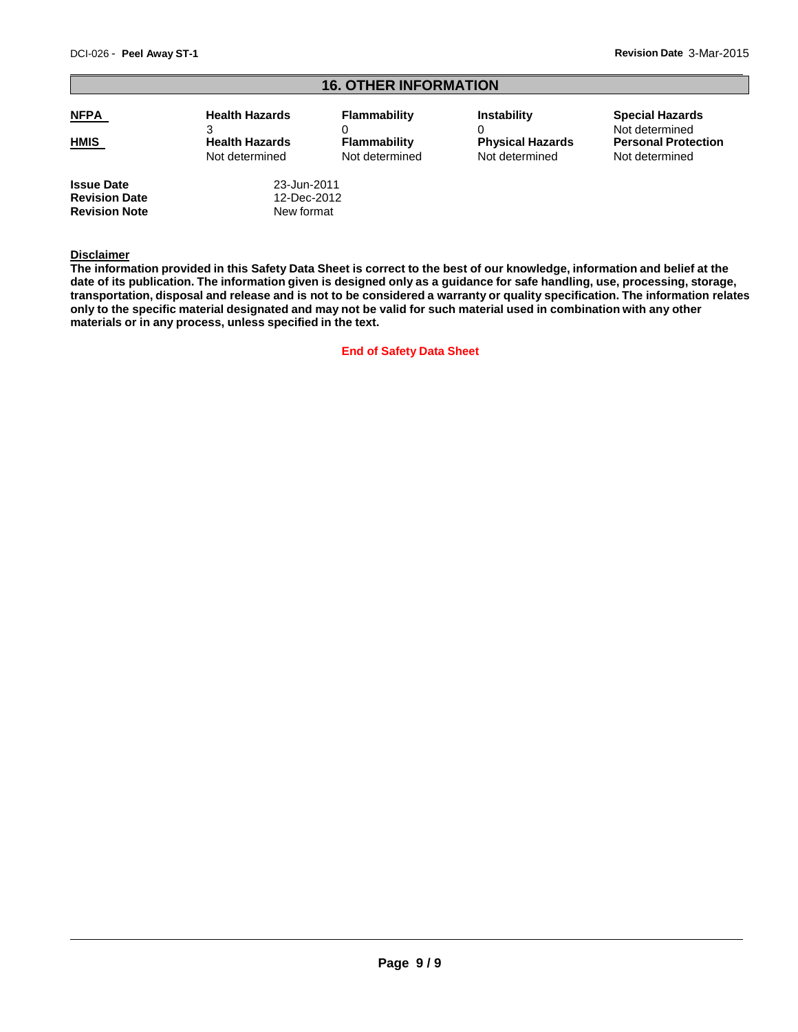## 16. OTHER INFORMATION

| | | | | |
|---|---|---|---|---|
| **NFPA** | **Health Hazards** | **Flammability** | **Instability** | **Special Hazards** |
| | 3 | 0 | 0 | Not determined |
| **HMIS** | **Health Hazards** | **Flammability** | **Physical Hazards** | **Personal Protection** |
| | Not determined | Not determined | Not determined | Not determined |

| | |
|---|---|
| **Issue Date** | 23-Jun-2011 |
| **Revision Date** | 12-Dec-2012 |
| **Revision Note** | New format |

**Disclaimer**

**The information provided in this Safety Data Sheet is correct to the best of our knowledge, information and belief at the date of its publication. The information given is designed only as a guidance for safe handling, use, processing, storage, transportation, disposal and release and is not to be considered a warranty or quality specification. The information relates only to the specific material designated and may not be valid for such material used in combination with any other materials or in any process, unless specified in the text.**

**End of Safety Data Sheet**